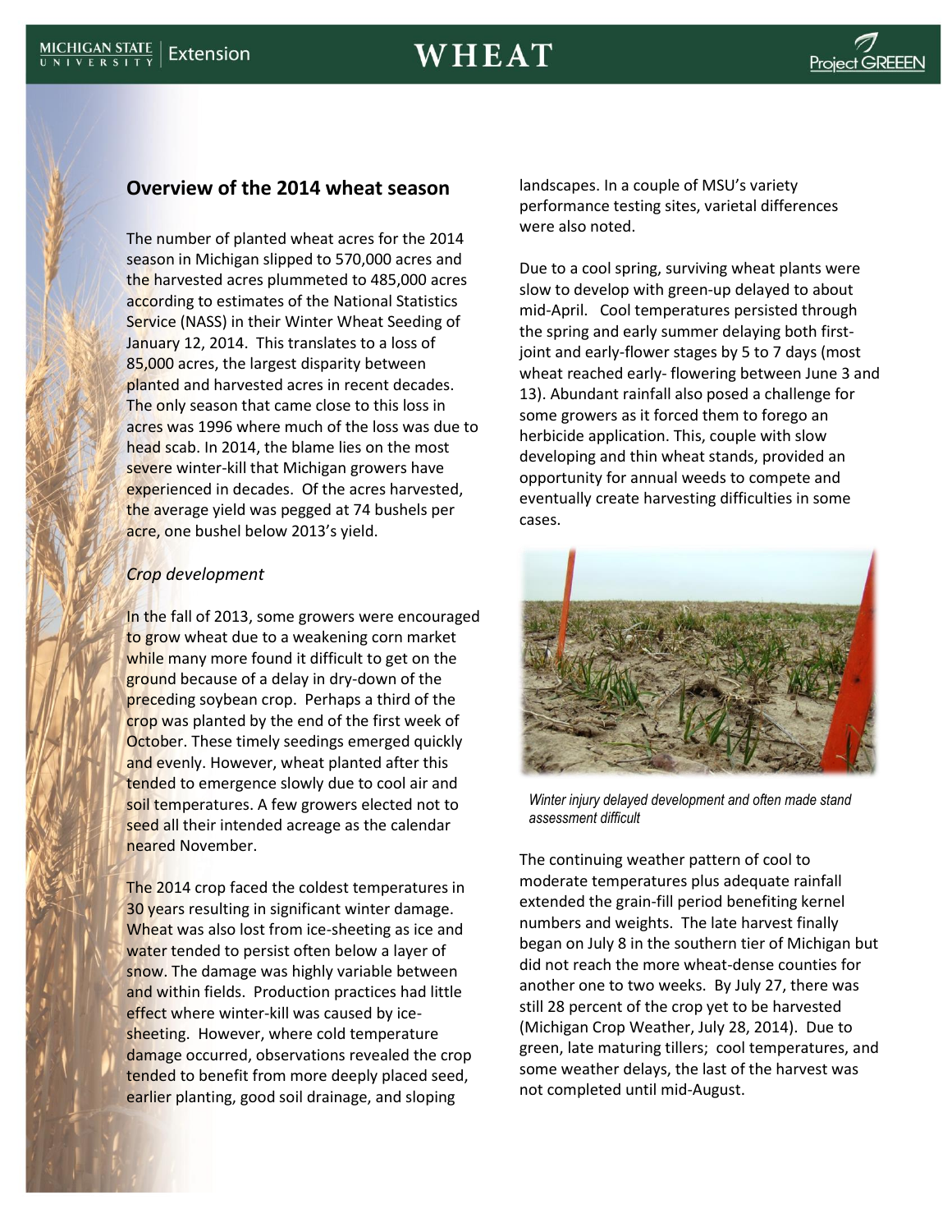# WHEAT

## Overview of the 2014 wheat season

The number of planted wheat acres for the 2014 season in Michigan slipped to 570,000 acres and the harvested acres plummeted to 485,000 acres according to estimates of the National Statistics Service (NASS) in their Winter Wheat Seeding of January 12, 2014. This translates to a loss of 85,000 acres, the largest disparity between planted and harvested acres in recent decades. The only season that came close to this loss in acres was 1996 where much of the loss was due to head scab. In 2014, the blame lies on the most severe winter-kill that Michigan growers have experienced in decades. Of the acres harvested, the average yield was pegged at 74 bushels per acre, one bushel below 2013's yield.

*Crop development*

In the fall of 2013, some growers were encouraged to grow wheat due to a weakening corn market while many more found it difficult to get on the ground because of a delay in dry-down of the preceding soybean crop. Perhaps a third of the crop was planted by the end of the first week of October. These timely seedings emerged quickly and evenly. However, wheat planted after this tended to emergence slowly due to cool air and soil temperatures. A few growers elected not to seed all their intended acreage as the calendar neared November.

The 2014 crop faced the coldest temperatures in 30 years resulting in significant winter damage. Wheat was also lost from ice-sheeting as ice and water tended to persist often below a layer of snow. The damage was highly variable between and within fields. Production practices had little effect where winter-kill was caused by ice-sheeting. However, where cold temperature damage occurred, observations revealed the crop tended to benefit from more deeply placed seed, earlier planting, good soil drainage, and sloping landscapes. In a couple of MSU's variety performance testing sites, varietal differences were also noted.

Due to a cool spring, surviving wheat plants were slow to develop with green-up delayed to about mid-April. Cool temperatures persisted through the spring and early summer delaying both first-joint and early-flower stages by 5 to 7 days (most wheat reached early- flowering between June 3 and 13). Abundant rainfall also posed a challenge for some growers as it forced them to forego an herbicide application. This, couple with slow developing and thin wheat stands, provided an opportunity for annual weeds to compete and eventually create harvesting difficulties in some cases.

*Winter injury delayed development and often made stand assessment difficult*

The continuing weather pattern of cool to moderate temperatures plus adequate rainfall extended the grain-fill period benefiting kernel numbers and weights. The late harvest finally began on July 8 in the southern tier of Michigan but did not reach the more wheat-dense counties for another one to two weeks. By July 27, there was still 28 percent of the crop yet to be harvested (Michigan Crop Weather, July 28, 2014). Due to green, late maturing tillers; cool temperatures, and some weather delays, the last of the harvest was not completed until mid-August.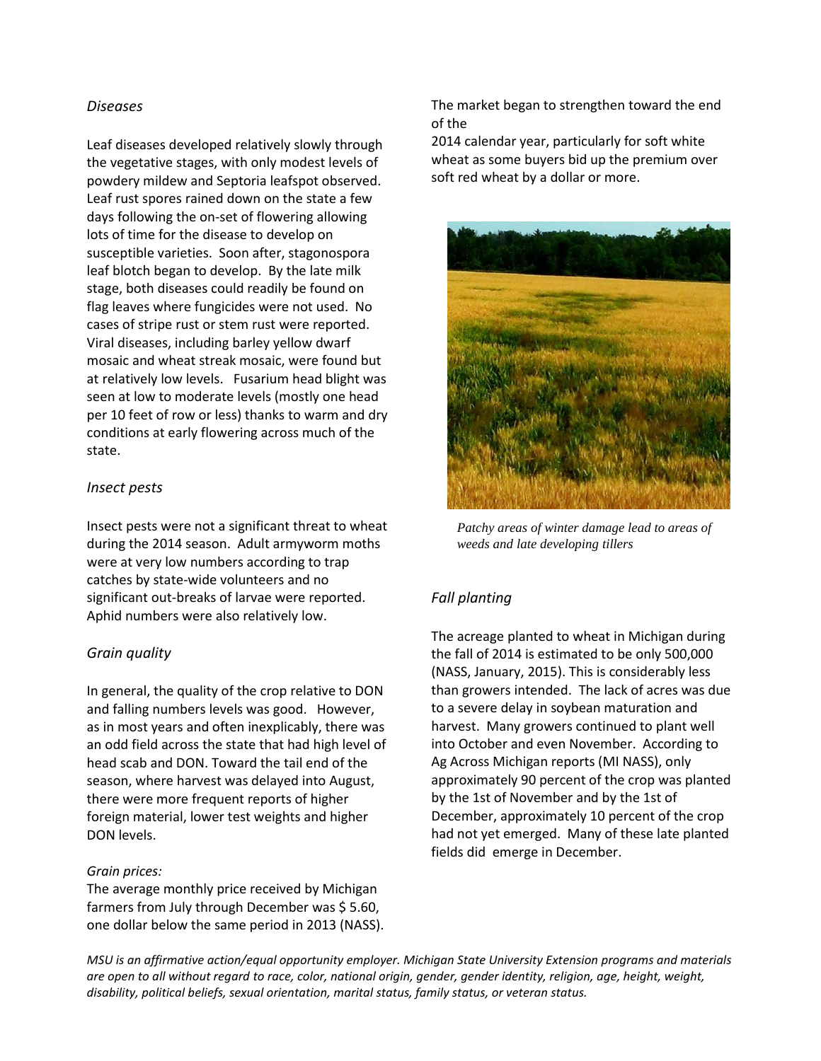*Diseases*

Leaf diseases developed relatively slowly through the vegetative stages, with only modest levels of powdery mildew and Septoria leafspot observed. Leaf rust spores rained down on the state a few days following the on-set of flowering allowing lots of time for the disease to develop on susceptible varieties. Soon after, stagonospora leaf blotch began to develop. By the late milk stage, both diseases could readily be found on flag leaves where fungicides were not used. No cases of stripe rust or stem rust were reported. Viral diseases, including barley yellow dwarf mosaic and wheat streak mosaic, were found but at relatively low levels. Fusarium head blight was seen at low to moderate levels (mostly one head per 10 feet of row or less) thanks to warm and dry conditions at early flowering across much of the state.

*Insect pests*

Insect pests were not a significant threat to wheat during the 2014 season. Adult armyworm moths were at very low numbers according to trap catches by state-wide volunteers and no significant out-breaks of larvae were reported. Aphid numbers were also relatively low.

*Grain quality*

In general, the quality of the crop relative to DON and falling numbers levels was good. However, as in most years and often inexplicably, there was an odd field across the state that had high level of head scab and DON. Toward the tail end of the season, where harvest was delayed into August, there were more frequent reports of higher foreign material, lower test weights and higher DON levels.

*Grain prices:*
The average monthly price received by Michigan farmers from July through December was $ 5.60, one dollar below the same period in 2013 (NASS). The market began to strengthen toward the end of the 2014 calendar year, particularly for soft white wheat as some buyers bid up the premium over soft red wheat by a dollar or more.

*Patchy areas of winter damage lead to areas of weeds and late developing tillers*

*Fall planting*

The acreage planted to wheat in Michigan during the fall of 2014 is estimated to be only 500,000 (NASS, January, 2015). This is considerably less than growers intended. The lack of acres was due to a severe delay in soybean maturation and harvest. Many growers continued to plant well into October and even November. According to Ag Across Michigan reports (MI NASS), only approximately 90 percent of the crop was planted by the 1st of November and by the 1st of December, approximately 10 percent of the crop had not yet emerged. Many of these late planted fields did emerge in December.

*MSU is an affirmative action/equal opportunity employer. Michigan State University Extension programs and materials are open to all without regard to race, color, national origin, gender, gender identity, religion, age, height, weight, disability, political beliefs, sexual orientation, marital status, family status, or veteran status.*